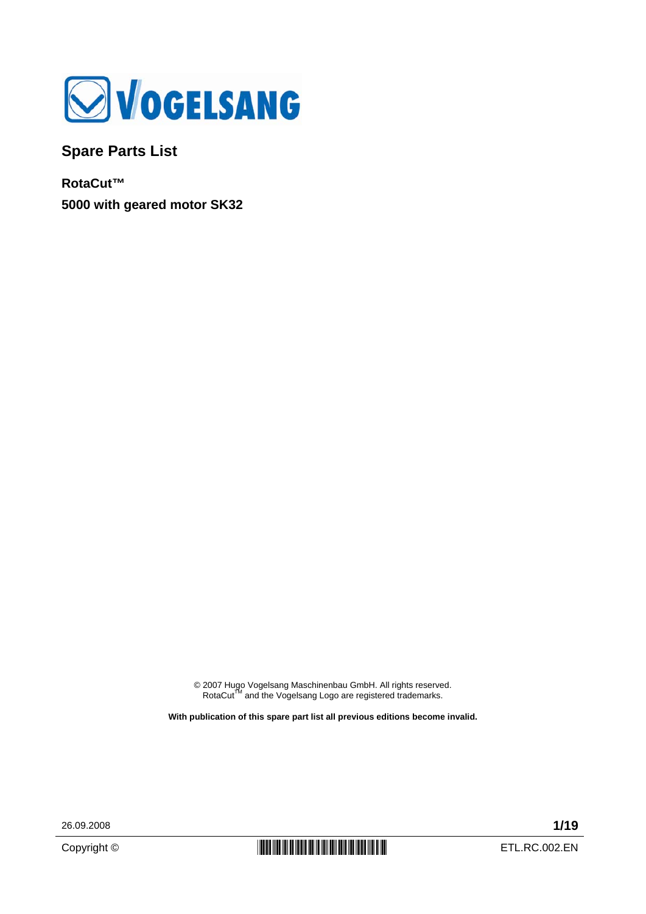VOGELSANG

# Spare Parts List

**RotaCut™**

**5000 with geared motor SK32**

© 2007 Hugo Vogelsang Maschinenbau GmbH. All rights reserved.
RotaCut™ and the Vogelsang Logo are registered trademarks.

**With publication of this spare part list all previous editions become invalid.**

26.09.2008

Copyright ©

ETL.RC.002.EN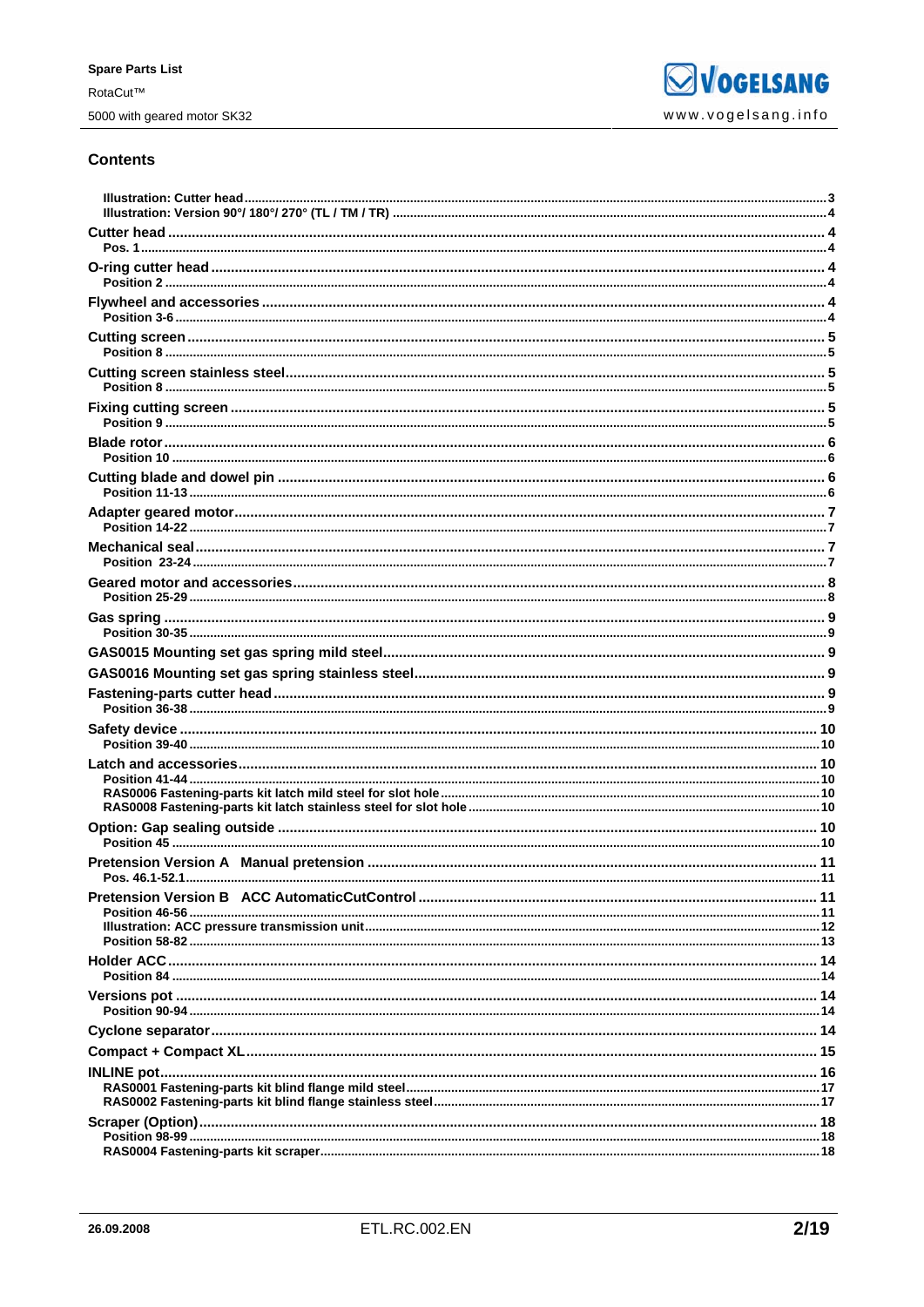## Contents

- **Illustration: Cutter head** ... 3
- **Illustration: Version 90°/ 180°/ 270° (TL / TM / TR)** ... 4
- **Cutter head** ... 4
  - **Pos. 1** ... 4
- **O-ring cutter head** ... 4
  - **Position 2** ... 4
- **Flywheel and accessories** ... 4
  - **Position 3-6** ... 4
- **Cutting screen** ... 5
  - **Position 8** ... 5
- **Cutting screen stainless steel** ... 5
  - **Position 8** ... 5
- **Fixing cutting screen** ... 5
  - **Position 9** ... 5
- **Blade rotor** ... 6
  - **Position 10** ... 6
- **Cutting blade and dowel pin** ... 6
  - **Position 11-13** ... 6
- **Adapter geared motor** ... 7
  - **Position 14-22** ... 7
- **Mechanical seal** ... 7
  - **Position 23-24** ... 7
- **Geared motor and accessories** ... 8
  - **Position 25-29** ... 8
- **Gas spring** ... 9
  - **Position 30-35** ... 9
- **GAS0015 Mounting set gas spring mild steel** ... 9
- **GAS0016 Mounting set gas spring stainless steel** ... 9
- **Fastening-parts cutter head** ... 9
  - **Position 36-38** ... 9
- **Safety device** ... 10
  - **Position 39-40** ... 10
- **Latch and accessories** ... 10
  - **Position 41-44** ... 10
  - **RAS0006 Fastening-parts kit latch mild steel for slot hole** ... 10
  - **RAS0008 Fastening-parts kit latch stainless steel for slot hole** ... 10
- **Option: Gap sealing outside** ... 10
  - **Position 45** ... 10
- **Pretension Version A Manual pretension** ... 11
  - **Pos. 46.1-52.1** ... 11
- **Pretension Version B ACC AutomaticCutControl** ... 11
  - **Position 46-56** ... 11
  - **Illustration: ACC pressure transmission unit** ... 12
  - **Position 58-82** ... 13
- **Holder ACC** ... 14
  - **Position 84** ... 14
- **Versions pot** ... 14
  - **Position 90-94** ... 14
- **Cyclone separator** ... 14
- **Compact + Compact XL** ... 15
- **INLINE pot** ... 16
  - **RAS0001 Fastening-parts kit blind flange mild steel** ... 17
  - **RAS0002 Fastening-parts kit blind flange stainless steel** ... 17
- **Scraper (Option)** ... 18
  - **Position 98-99** ... 18
  - **RAS0004 Fastening-parts kit scraper** ... 18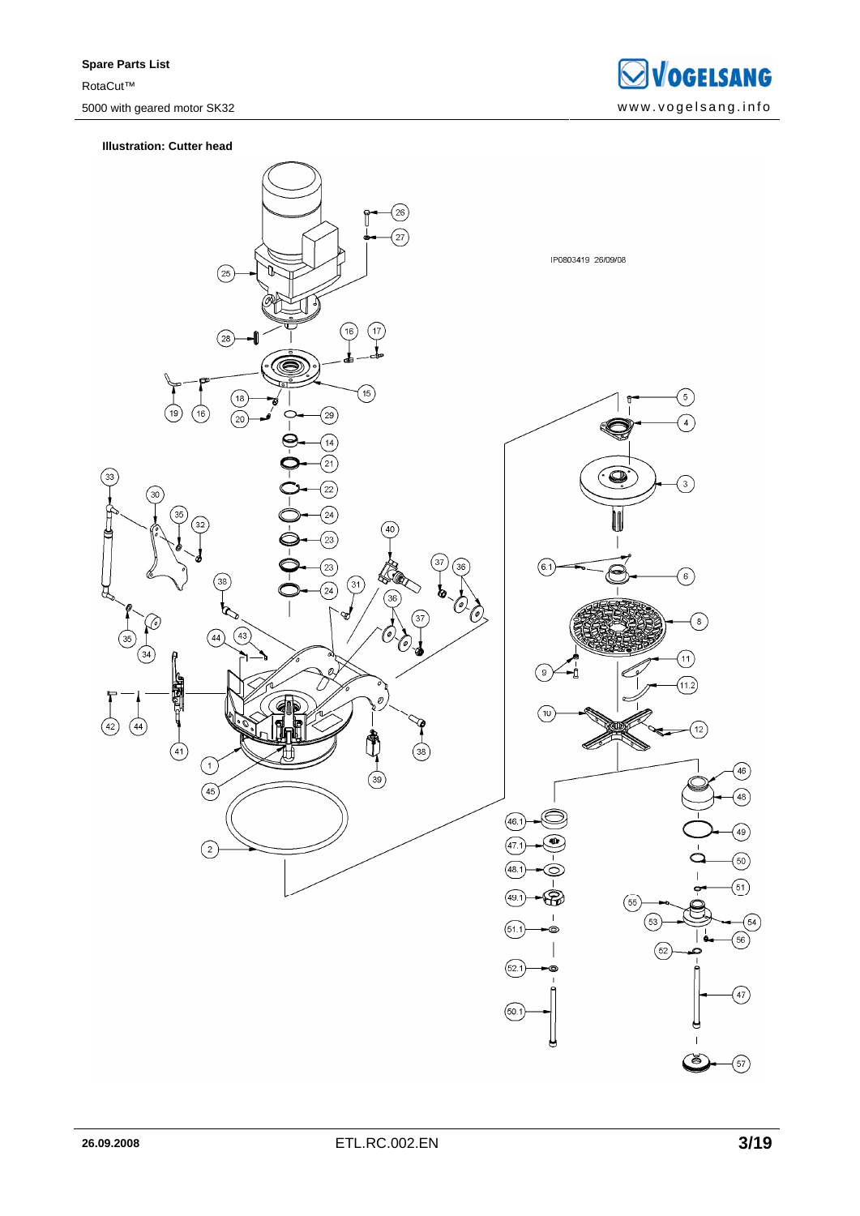**Illustration: Cutter head**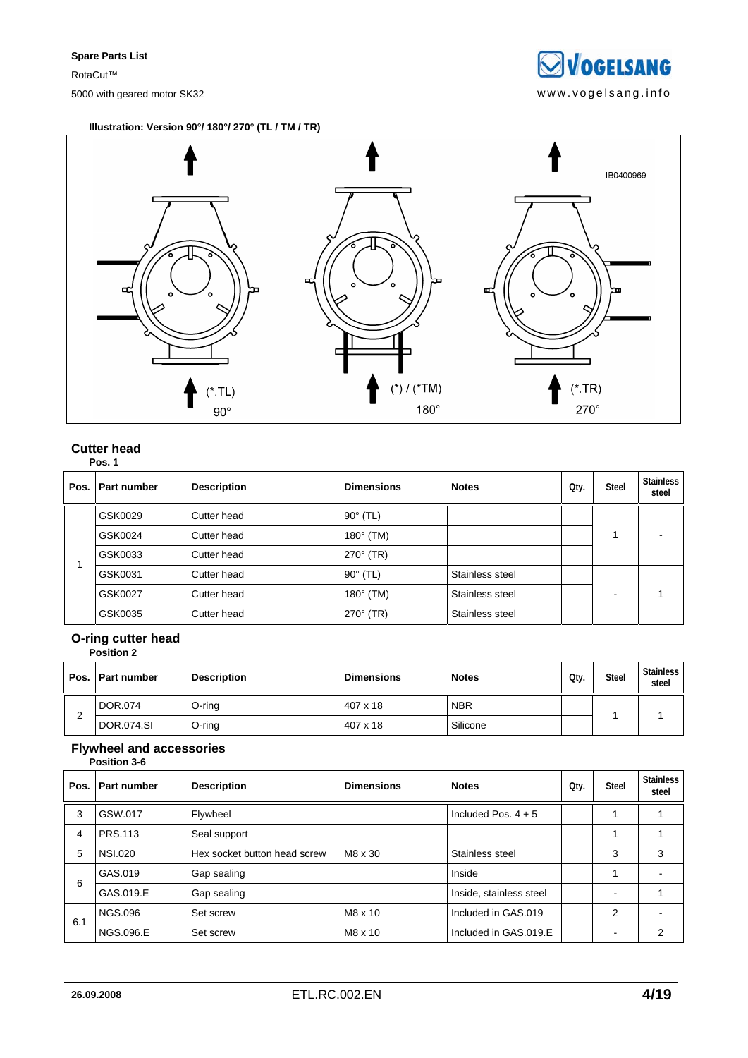**Illustration: Version 90°/ 180°/ 270° (TL / TM / TR)**

IB0400969

(*.TL) 90°

(*) / (*TM) 180°

(*.TR) 270°

## Cutter head

**Pos. 1**

| Pos. | Part number | Description | Dimensions | Notes | Qty. | Steel | Stainless steel |
|---|---|---|---|---|---|---|---|
| 1 | GSK0029 | Cutter head | 90° (TL) | | | 1 | - |
| | GSK0024 | Cutter head | 180° (TM) | | | | |
| | GSK0033 | Cutter head | 270° (TR) | | | | |
| | GSK0031 | Cutter head | 90° (TL) | Stainless steel | | - | 1 |
| | GSK0027 | Cutter head | 180° (TM) | Stainless steel | | | |
| | GSK0035 | Cutter head | 270° (TR) | Stainless steel | | | |

## O-ring cutter head

**Position 2**

| Pos. | Part number | Description | Dimensions | Notes | Qty. | Steel | Stainless steel |
|---|---|---|---|---|---|---|---|
| 2 | DOR.074 | O-ring | 407 x 18 | NBR | | 1 | 1 |
| | DOR.074.SI | O-ring | 407 x 18 | Silicone | | | |

## Flywheel and accessories

**Position 3-6**

| Pos. | Part number | Description | Dimensions | Notes | Qty. | Steel | Stainless steel |
|---|---|---|---|---|---|---|---|
| 3 | GSW.017 | Flywheel | | Included Pos. 4 + 5 | | 1 | 1 |
| 4 | PRS.113 | Seal support | | | | 1 | 1 |
| 5 | NSI.020 | Hex socket button head screw | M8 x 30 | Stainless steel | | 3 | 3 |
| 6 | GAS.019 | Gap sealing | | Inside | | 1 | - |
| | GAS.019.E | Gap sealing | | Inside, stainless steel | | - | 1 |
| 6.1 | NGS.096 | Set screw | M8 x 10 | Included in GAS.019 | | 2 | - |
| | NGS.096.E | Set screw | M8 x 10 | Included in GAS.019.E | | - | 2 |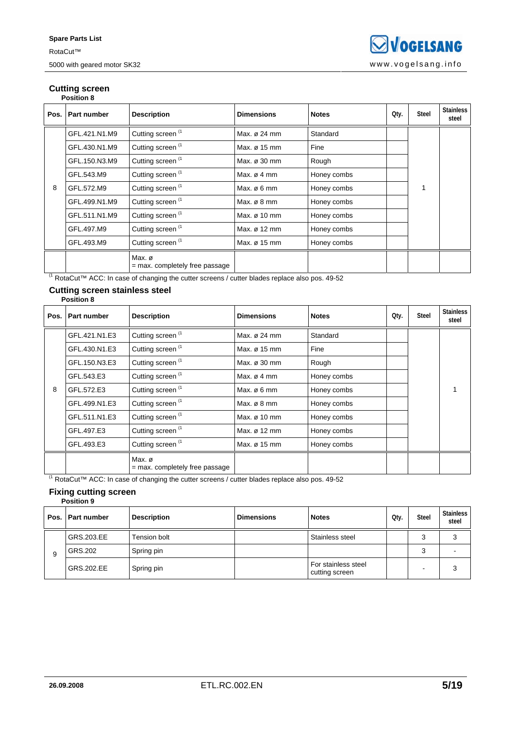## Cutting screen

**Position 8**

| Pos. | Part number | Description | Dimensions | Notes | Qty. | Steel | Stainless steel |
|---|---|---|---|---|---|---|---|
| 8 | GFL.421.N1.M9 | Cutting screen [1] | Max. ø 24 mm | Standard | | 1 | |
| | GFL.430.N1.M9 | Cutting screen [1] | Max. ø 15 mm | Fine | | | |
| | GFL.150.N3.M9 | Cutting screen [1] | Max. ø 30 mm | Rough | | | |
| | GFL.543.M9 | Cutting screen [1] | Max. ø 4 mm | Honey combs | | | |
| | GFL.572.M9 | Cutting screen [1] | Max. ø 6 mm | Honey combs | | | |
| | GFL.499.N1.M9 | Cutting screen [1] | Max. ø 8 mm | Honey combs | | | |
| | GFL.511.N1.M9 | Cutting screen [1] | Max. ø 10 mm | Honey combs | | | |
| | GFL.497.M9 | Cutting screen [1] | Max. ø 12 mm | Honey combs | | | |
| | GFL.493.M9 | Cutting screen [1] | Max. ø 15 mm | Honey combs | | | |
| | | Max. ø = max. completely free passage | | | | | |

[1] RotaCut™ ACC: In case of changing the cutter screens / cutter blades replace also pos. 49-52

## Cutting screen stainless steel

**Position 8**

| Pos. | Part number | Description | Dimensions | Notes | Qty. | Steel | Stainless steel |
|---|---|---|---|---|---|---|---|
| 8 | GFL.421.N1.E3 | Cutting screen [1] | Max. ø 24 mm | Standard | | | 1 |
| | GFL.430.N1.E3 | Cutting screen [1] | Max. ø 15 mm | Fine | | | |
| | GFL.150.N3.E3 | Cutting screen [1] | Max. ø 30 mm | Rough | | | |
| | GFL.543.E3 | Cutting screen [1] | Max. ø 4 mm | Honey combs | | | |
| | GFL.572.E3 | Cutting screen [1] | Max. ø 6 mm | Honey combs | | | |
| | GFL.499.N1.E3 | Cutting screen [1] | Max. ø 8 mm | Honey combs | | | |
| | GFL.511.N1.E3 | Cutting screen [1] | Max. ø 10 mm | Honey combs | | | |
| | GFL.497.E3 | Cutting screen [1] | Max. ø 12 mm | Honey combs | | | |
| | GFL.493.E3 | Cutting screen [1] | Max. ø 15 mm | Honey combs | | | |
| | | Max. ø = max. completely free passage | | | | | |

[1] RotaCut™ ACC: In case of changing the cutter screens / cutter blades replace also pos. 49-52

## Fixing cutting screen

**Position 9**

| Pos. | Part number | Description | Dimensions | Notes | Qty. | Steel | Stainless steel |
|---|---|---|---|---|---|---|---|
| 9 | GRS.203.EE | Tension bolt | | Stainless steel | | 3 | 3 |
| | GRS.202 | Spring pin | | | | 3 | - |
| | GRS.202.EE | Spring pin | | For stainless steel cutting screen | | - | 3 |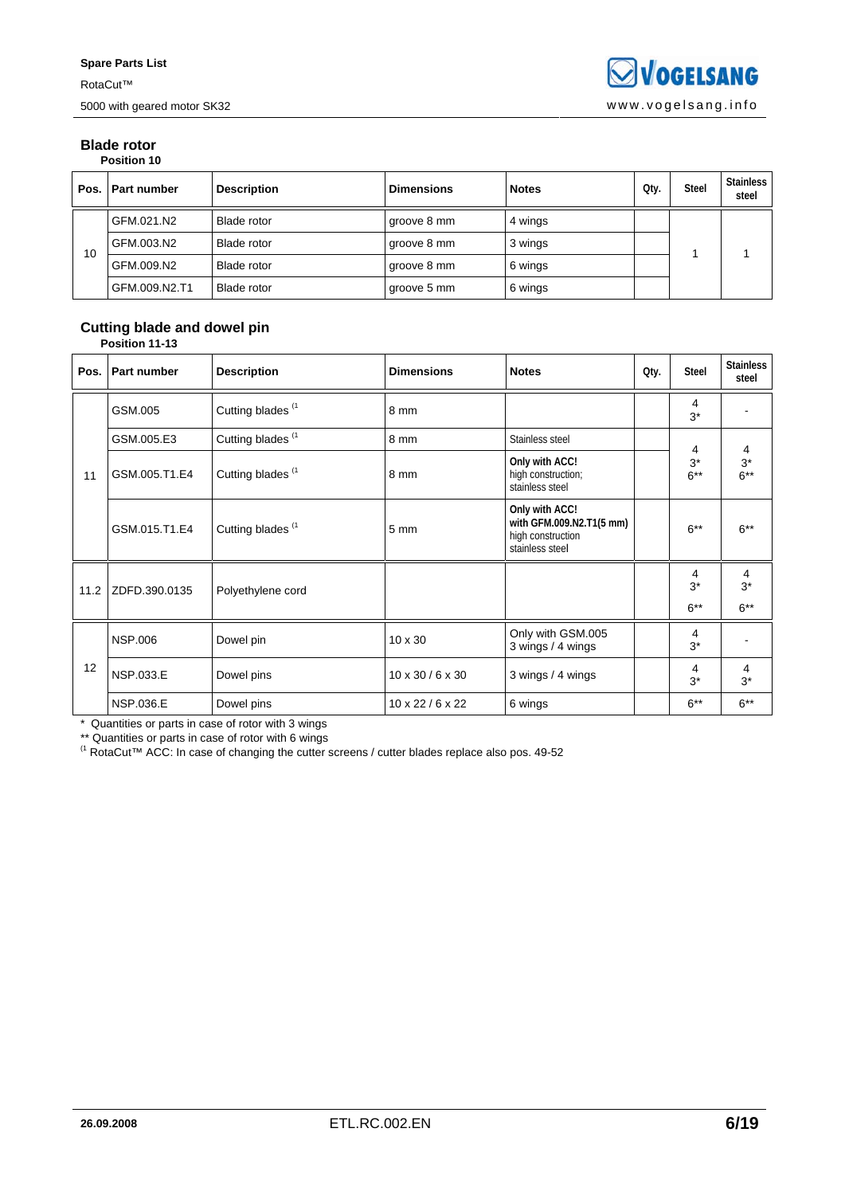## Blade rotor

**Position 10**

| Pos. | Part number | Description | Dimensions | Notes | Qty. | Steel | Stainless steel |
|---|---|---|---|---|---|---|---|
| 10 | GFM.021.N2 | Blade rotor | groove 8 mm | 4 wings | | 1 | 1 |
| | GFM.003.N2 | Blade rotor | groove 8 mm | 3 wings | | | |
| | GFM.009.N2 | Blade rotor | groove 8 mm | 6 wings | | | |
| | GFM.009.N2.T1 | Blade rotor | groove 5 mm | 6 wings | | | |

## Cutting blade and dowel pin

**Position 11-13**

| Pos. | Part number | Description | Dimensions | Notes | Qty. | Steel | Stainless steel |
|---|---|---|---|---|---|---|---|
| 11 | GSM.005 | Cutting blades [1] | 8 mm | | | 4<br>3* | - |
| | GSM.005.E3 | Cutting blades [1] | 8 mm | Stainless steel | | 4<br>3*<br>6** | 4<br>3*<br>6** |
| | GSM.005.T1.E4 | Cutting blades [1] | 8 mm | **Only with ACC!**<br>high construction;<br>stainless steel | | | |
| | GSM.015.T1.E4 | Cutting blades [1] | 5 mm | **Only with ACC!**<br>**with GFM.009.N2.T1(5 mm)**<br>high construction<br>stainless steel | | 6** | 6** |
| 11.2 | ZDFD.390.0135 | Polyethylene cord | | | | 4<br>3*<br>6** | 4<br>3*<br>6** |
| 12 | NSP.006 | Dowel pin | 10 x 30 | Only with GSM.005<br>3 wings / 4 wings | | 4<br>3* | - |
| | NSP.033.E | Dowel pins | 10 x 30 / 6 x 30 | 3 wings / 4 wings | | 4<br>3* | 4<br>3* |
| | NSP.036.E | Dowel pins | 10 x 22 / 6 x 22 | 6 wings | | 6** | 6** |

\* Quantities or parts in case of rotor with 3 wings

\** Quantities or parts in case of rotor with 6 wings

[1] RotaCut™ ACC: In case of changing the cutter screens / cutter blades replace also pos. 49-52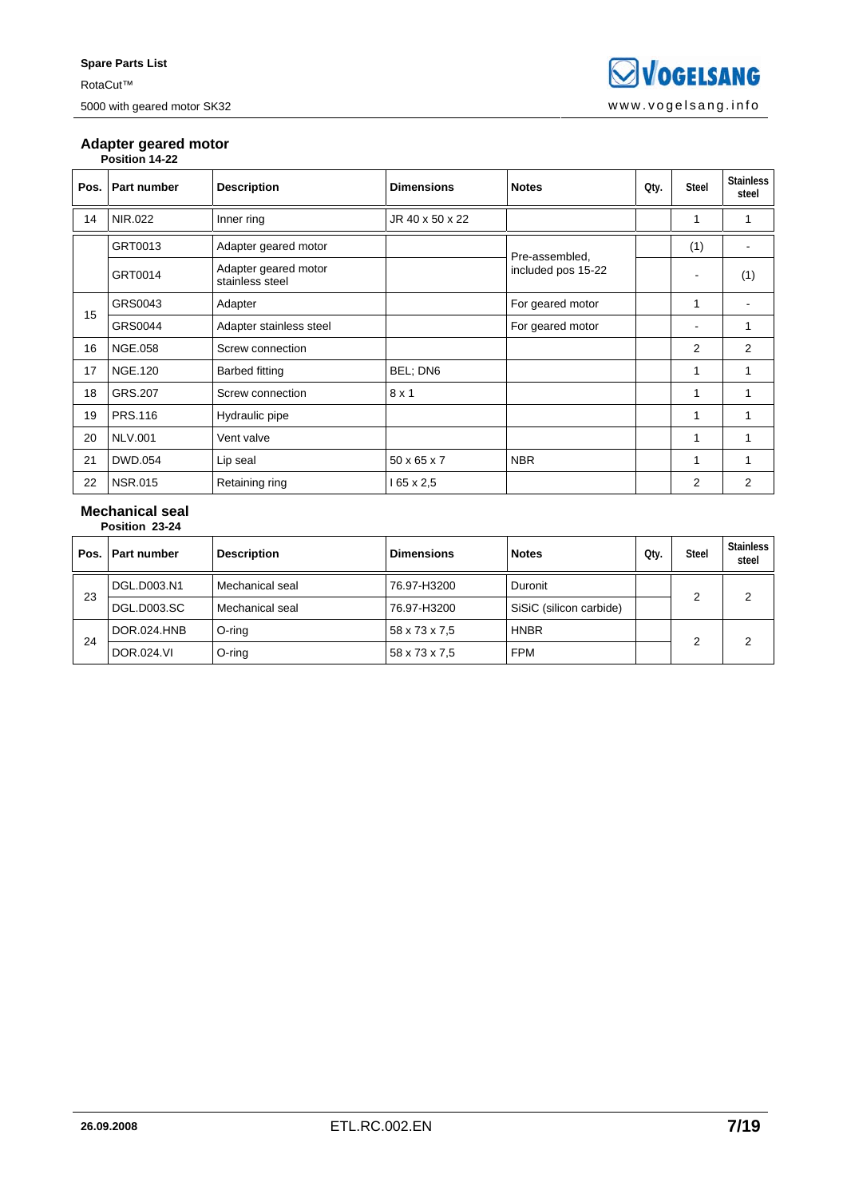## Adapter geared motor

**Position 14-22**

| Pos. | Part number | Description | Dimensions | Notes | Qty. | Steel | Stainless steel |
|---|---|---|---|---|---|---|---|
| 14 | NIR.022 | Inner ring | JR 40 x 50 x 22 | | | 1 | 1 |
| | GRT0013 | Adapter geared motor | | Pre-assembled, included pos 15-22 | | (1) | - |
| | GRT0014 | Adapter geared motor stainless steel | | | | - | (1) |
| 15 | GRS0043 | Adapter | | For geared motor | | 1 | - |
| | GRS0044 | Adapter stainless steel | | For geared motor | | - | 1 |
| 16 | NGE.058 | Screw connection | | | | 2 | 2 |
| 17 | NGE.120 | Barbed fitting | BEL; DN6 | | | 1 | 1 |
| 18 | GRS.207 | Screw connection | 8 x 1 | | | 1 | 1 |
| 19 | PRS.116 | Hydraulic pipe | | | | 1 | 1 |
| 20 | NLV.001 | Vent valve | | | | 1 | 1 |
| 21 | DWD.054 | Lip seal | 50 x 65 x 7 | NBR | | 1 | 1 |
| 22 | NSR.015 | Retaining ring | I 65 x 2,5 | | | 2 | 2 |

## Mechanical seal

**Position 23-24**

| Pos. | Part number | Description | Dimensions | Notes | Qty. | Steel | Stainless steel |
|---|---|---|---|---|---|---|---|
| 23 | DGL.D003.N1 | Mechanical seal | 76.97-H3200 | Duronit | | 2 | 2 |
| | DGL.D003.SC | Mechanical seal | 76.97-H3200 | SiSiC (silicon carbide) | | | |
| 24 | DOR.024.HNB | O-ring | 58 x 73 x 7,5 | HNBR | | 2 | 2 |
| | DOR.024.VI | O-ring | 58 x 73 x 7,5 | FPM | | | |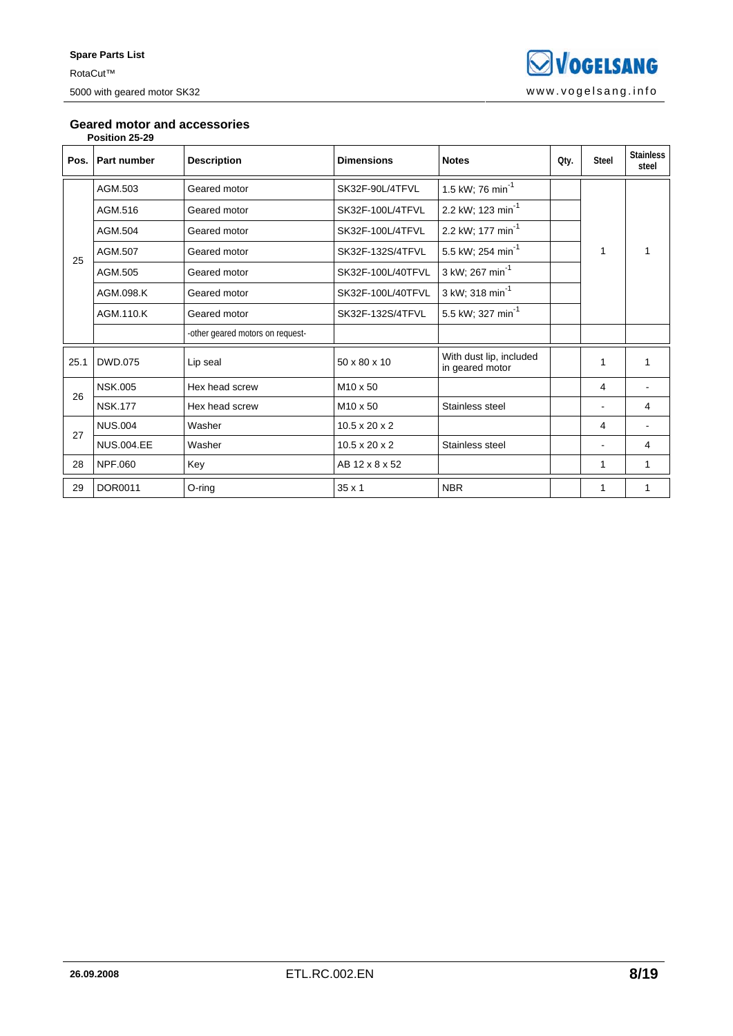## Geared motor and accessories

**Position 25-29**

| Pos. | Part number | Description | Dimensions | Notes | Qty. | Steel | Stainless steel |
|---|---|---|---|---|---|---|---|
| 25 | AGM.503 | Geared motor | SK32F-90L/4TFVL | 1.5 kW; 76 $min^{-1}$ | | 1 | 1 |
| | AGM.516 | Geared motor | SK32F-100L/4TFVL | 2.2 kW; 123 $min^{-1}$ | | | |
| | AGM.504 | Geared motor | SK32F-100L/4TFVL | 2.2 kW; 177 $min^{-1}$ | | | |
| | AGM.507 | Geared motor | SK32F-132S/4TFVL | 5.5 kW; 254 $min^{-1}$ | | | |
| | AGM.505 | Geared motor | SK32F-100L/40TFVL | 3 kW; 267 $min^{-1}$ | | | |
| | AGM.098.K | Geared motor | SK32F-100L/40TFVL | 3 kW; 318 $min^{-1}$ | | | |
| | AGM.110.K | Geared motor | SK32F-132S/4TFVL | 5.5 kW; 327 $min^{-1}$ | | | |
| | | -other geared motors on request- | | | | | |
| 25.1 | DWD.075 | Lip seal | 50 x 80 x 10 | With dust lip, included in geared motor | | 1 | 1 |
| 26 | NSK.005 | Hex head screw | M10 x 50 | | | 4 | - |
| | NSK.177 | Hex head screw | M10 x 50 | Stainless steel | | - | 4 |
| 27 | NUS.004 | Washer | 10.5 x 20 x 2 | | | 4 | - |
| | NUS.004.EE | Washer | 10.5 x 20 x 2 | Stainless steel | | - | 4 |
| 28 | NPF.060 | Key | AB 12 x 8 x 52 | | | 1 | 1 |
| 29 | DOR0011 | O-ring | 35 x 1 | NBR | | 1 | 1 |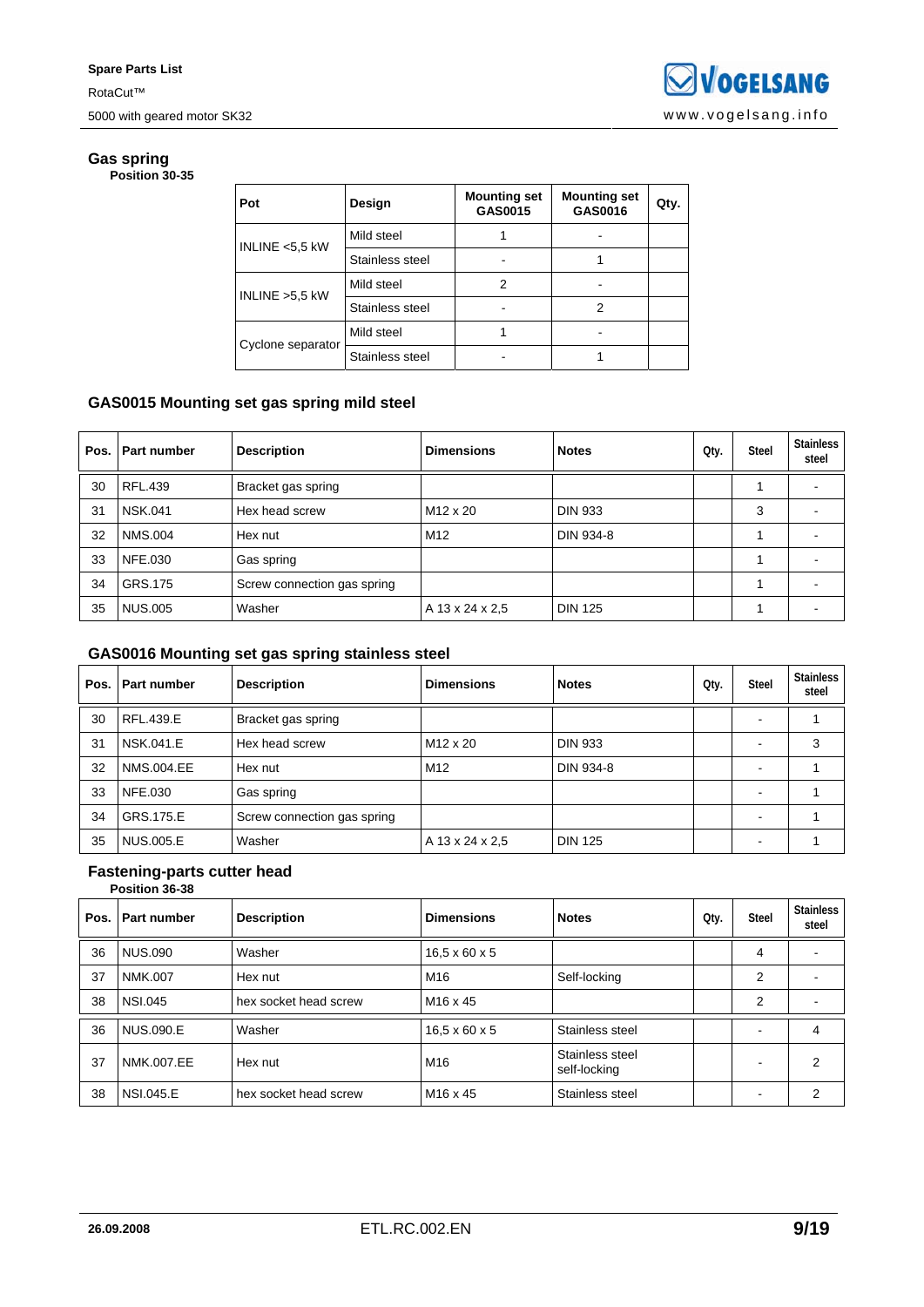## Gas spring

**Position 30-35**

| Pot | Design | Mounting set GAS0015 | Mounting set GAS0016 | Qty. |
|---|---|---|---|---|
| INLINE <5,5 kW | Mild steel | 1 | - | |
| | Stainless steel | - | 1 | |
| INLINE >5,5 kW | Mild steel | 2 | - | |
| | Stainless steel | - | 2 | |
| Cyclone separator | Mild steel | 1 | - | |
| | Stainless steel | - | 1 | |

## GAS0015 Mounting set gas spring mild steel

| Pos. | Part number | Description | Dimensions | Notes | Qty. | Steel | Stainless steel |
|---|---|---|---|---|---|---|---|
| 30 | RFL.439 | Bracket gas spring | | | | 1 | - |
| 31 | NSK.041 | Hex head screw | M12 x 20 | DIN 933 | | 3 | - |
| 32 | NMS.004 | Hex nut | M12 | DIN 934-8 | | 1 | - |
| 33 | NFE.030 | Gas spring | | | | 1 | - |
| 34 | GRS.175 | Screw connection gas spring | | | | 1 | - |
| 35 | NUS.005 | Washer | A 13 x 24 x 2,5 | DIN 125 | | 1 | - |

## GAS0016 Mounting set gas spring stainless steel

| Pos. | Part number | Description | Dimensions | Notes | Qty. | Steel | Stainless steel |
|---|---|---|---|---|---|---|---|
| 30 | RFL.439.E | Bracket gas spring | | | | - | 1 |
| 31 | NSK.041.E | Hex head screw | M12 x 20 | DIN 933 | | - | 3 |
| 32 | NMS.004.EE | Hex nut | M12 | DIN 934-8 | | - | 1 |
| 33 | NFE.030 | Gas spring | | | | - | 1 |
| 34 | GRS.175.E | Screw connection gas spring | | | | - | 1 |
| 35 | NUS.005.E | Washer | A 13 x 24 x 2,5 | DIN 125 | | - | 1 |

## Fastening-parts cutter head

**Position 36-38**

| Pos. | Part number | Description | Dimensions | Notes | Qty. | Steel | Stainless steel |
|---|---|---|---|---|---|---|---|
| 36 | NUS.090 | Washer | 16,5 x 60 x 5 | | | 4 | - |
| 37 | NMK.007 | Hex nut | M16 | Self-locking | | 2 | - |
| 38 | NSI.045 | hex socket head screw | M16 x 45 | | | 2 | - |
| 36 | NUS.090.E | Washer | 16,5 x 60 x 5 | Stainless steel | | - | 4 |
| 37 | NMK.007.EE | Hex nut | M16 | Stainless steel self-locking | | - | 2 |
| 38 | NSI.045.E | hex socket head screw | M16 x 45 | Stainless steel | | - | 2 |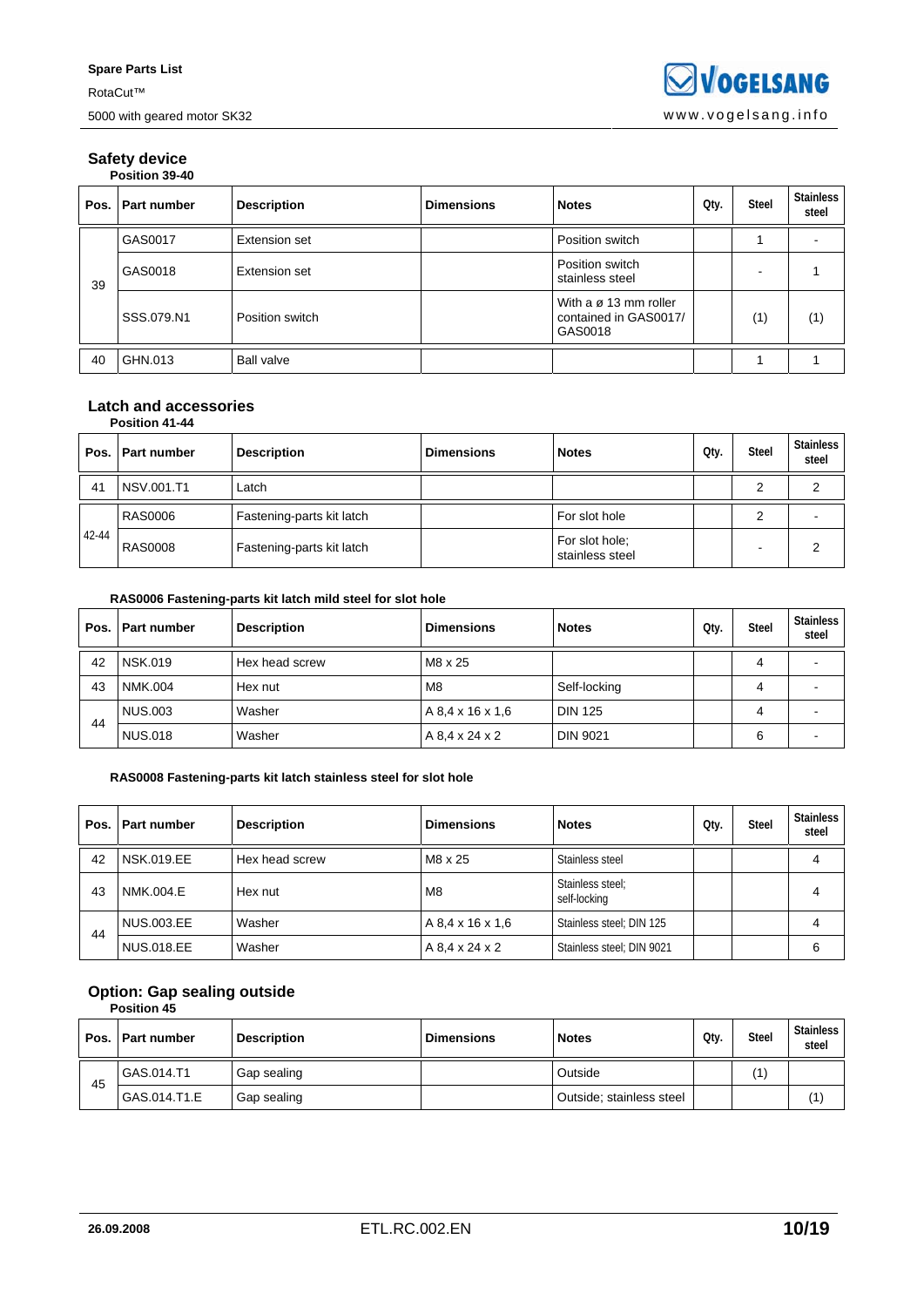## Safety device

**Position 39-40**

| Pos. | Part number | Description | Dimensions | Notes | Qty. | Steel | Stainless steel |
|---|---|---|---|---|---|---|---|
| 39 | GAS0017 | Extension set | | Position switch | | 1 | - |
| | GAS0018 | Extension set | | Position switch stainless steel | | - | 1 |
| | SSS.079.N1 | Position switch | | With a ø 13 mm roller contained in GAS0017/ GAS0018 | | (1) | (1) |
| 40 | GHN.013 | Ball valve | | | | 1 | 1 |

## Latch and accessories

**Position 41-44**

| Pos. | Part number | Description | Dimensions | Notes | Qty. | Steel | Stainless steel |
|---|---|---|---|---|---|---|---|
| 41 | NSV.001.T1 | Latch | | | | 2 | 2 |
| 42-44 | RAS0006 | Fastening-parts kit latch | | For slot hole | | 2 | - |
| | RAS0008 | Fastening-parts kit latch | | For slot hole; stainless steel | | - | 2 |

**RAS0006 Fastening-parts kit latch mild steel for slot hole**

| Pos. | Part number | Description | Dimensions | Notes | Qty. | Steel | Stainless steel |
|---|---|---|---|---|---|---|---|
| 42 | NSK.019 | Hex head screw | M8 x 25 | | | 4 | - |
| 43 | NMK.004 | Hex nut | M8 | Self-locking | | 4 | - |
| 44 | NUS.003 | Washer | A 8,4 x 16 x 1,6 | DIN 125 | | 4 | - |
| | NUS.018 | Washer | A 8,4 x 24 x 2 | DIN 9021 | | 6 | - |

**RAS0008 Fastening-parts kit latch stainless steel for slot hole**

| Pos. | Part number | Description | Dimensions | Notes | Qty. | Steel | Stainless steel |
|---|---|---|---|---|---|---|---|
| 42 | NSK.019.EE | Hex head screw | M8 x 25 | Stainless steel | | | 4 |
| 43 | NMK.004.E | Hex nut | M8 | Stainless steel; self-locking | | | 4 |
| 44 | NUS.003.EE | Washer | A 8,4 x 16 x 1,6 | Stainless steel; DIN 125 | | | 4 |
| | NUS.018.EE | Washer | A 8,4 x 24 x 2 | Stainless steel; DIN 9021 | | | 6 |

## Option: Gap sealing outside

**Position 45**

| Pos. | Part number | Description | Dimensions | Notes | Qty. | Steel | Stainless steel |
|---|---|---|---|---|---|---|---|
| 45 | GAS.014.T1 | Gap sealing | | Outside | | (1) | |
| | GAS.014.T1.E | Gap sealing | | Outside; stainless steel | | | (1) |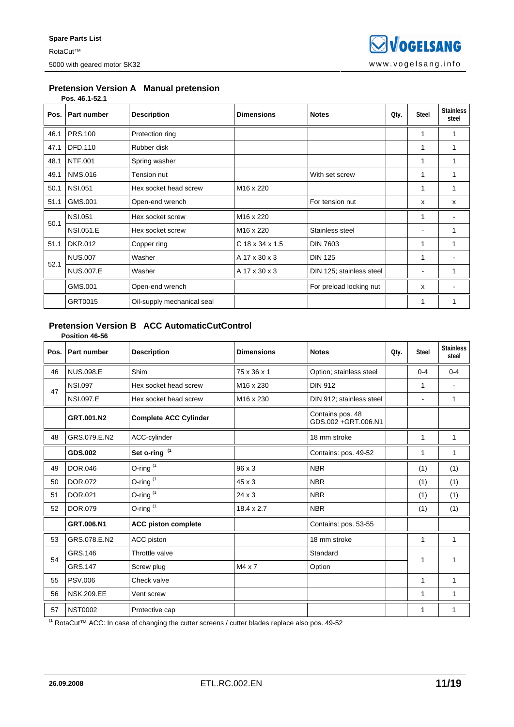## Pretension Version A Manual pretension

**Pos. 46.1-52.1**

| Pos. | Part number | Description | Dimensions | Notes | Qty. | Steel | Stainless steel |
|---|---|---|---|---|---|---|---|
| 46.1 | PRS.100 | Protection ring | | | | 1 | 1 |
| 47.1 | DFD.110 | Rubber disk | | | | 1 | 1 |
| 48.1 | NTF.001 | Spring washer | | | | 1 | 1 |
| 49.1 | NMS.016 | Tension nut | | With set screw | | 1 | 1 |
| 50.1 | NSI.051 | Hex socket head screw | M16 x 220 | | | 1 | 1 |
| 51.1 | GMS.001 | Open-end wrench | | For tension nut | | x | x |
| 50.1 | NSI.051 | Hex socket screw | M16 x 220 | | | 1 | - |
| | NSI.051.E | Hex socket screw | M16 x 220 | Stainless steel | | - | 1 |
| 51.1 | DKR.012 | Copper ring | C 18 x 34 x 1.5 | DIN 7603 | | 1 | 1 |
| 52.1 | NUS.007 | Washer | A 17 x 30 x 3 | DIN 125 | | 1 | - |
| | NUS.007.E | Washer | A 17 x 30 x 3 | DIN 125; stainless steel | | - | 1 |
| | GMS.001 | Open-end wrench | | For preload locking nut | | x | - |
| | GRT0015 | Oil-supply mechanical seal | | | | 1 | 1 |

## Pretension Version B ACC AutomaticCutControl

**Position 46-56**

| Pos. | Part number | Description | Dimensions | Notes | Qty. | Steel | Stainless steel |
|---|---|---|---|---|---|---|---|
| 46 | NUS.098.E | Shim | 75 x 36 x 1 | Option; stainless steel | | 0-4 | 0-4 |
| 47 | NSI.097 | Hex socket head screw | M16 x 230 | DIN 912 | | 1 | - |
| | NSI.097.E | Hex socket head screw | M16 x 230 | DIN 912; stainless steel | | - | 1 |
| | **GRT.001.N2** | **Complete ACC Cylinder** | | Contains pos. 48 GDS.002 +GRT.006.N1 | | | |
| 48 | GRS.079.E.N2 | ACC-cylinder | | 18 mm stroke | | 1 | 1 |
| | **GDS.002** | **Set o-ring** [1] | | Contains: pos. 49-52 | | 1 | 1 |
| 49 | DOR.046 | O-ring [1] | 96 x 3 | NBR | | (1) | (1) |
| 50 | DOR.072 | O-ring [1] | 45 x 3 | NBR | | (1) | (1) |
| 51 | DOR.021 | O-ring [1] | 24 x 3 | NBR | | (1) | (1) |
| 52 | DOR.079 | O-ring [1] | 18.4 x 2.7 | NBR | | (1) | (1) |
| | **GRT.006.N1** | **ACC piston complete** | | Contains: pos. 53-55 | | | |
| 53 | GRS.078.E.N2 | ACC piston | | 18 mm stroke | | 1 | 1 |
| 54 | GRS.146 | Throttle valve | | Standard | | 1 | 1 |
| | GRS.147 | Screw plug | M4 x 7 | Option | | | |
| 55 | PSV.006 | Check valve | | | | 1 | 1 |
| 56 | NSK.209.EE | Vent screw | | | | 1 | 1 |
| 57 | NST0002 | Protective cap | | | | 1 | 1 |

[1] RotaCut™ ACC: In case of changing the cutter screens / cutter blades replace also pos. 49-52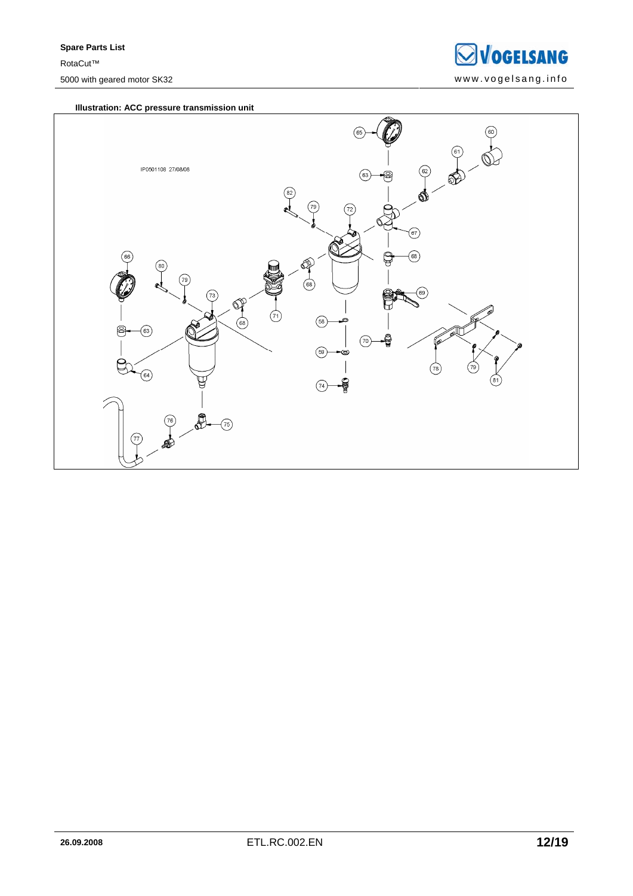**Illustration: ACC pressure transmission unit**

IP0501108 27/08/08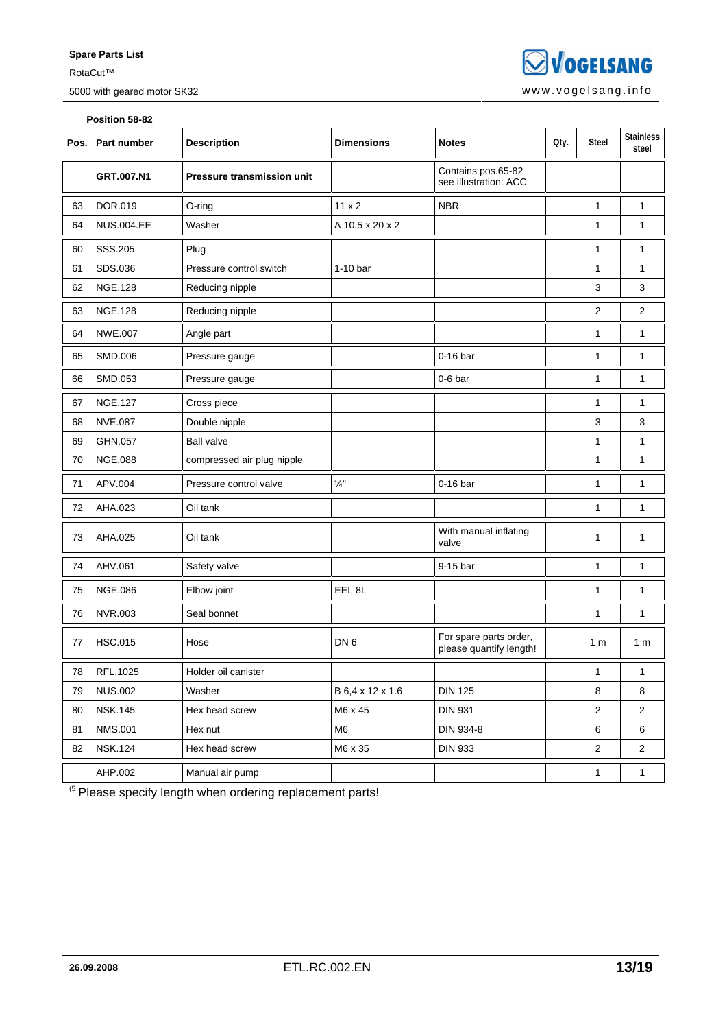**Position 58-82**

| Pos. | Part number | Description | Dimensions | Notes | Qty. | Steel | Stainless steel |
|---|---|---|---|---|---|---|---|
| | **GRT.007.N1** | **Pressure transmission unit** | | Contains pos.65-82 see illustration: ACC | | | |
| 63 | DOR.019 | O-ring | 11 x 2 | NBR | | 1 | 1 |
| 64 | NUS.004.EE | Washer | A 10.5 x 20 x 2 | | | 1 | 1 |
| 60 | SSS.205 | Plug | | | | 1 | 1 |
| 61 | SDS.036 | Pressure control switch | 1-10 bar | | | 1 | 1 |
| 62 | NGE.128 | Reducing nipple | | | | 3 | 3 |
| 63 | NGE.128 | Reducing nipple | | | | 2 | 2 |
| 64 | NWE.007 | Angle part | | | | 1 | 1 |
| 65 | SMD.006 | Pressure gauge | | 0-16 bar | | 1 | 1 |
| 66 | SMD.053 | Pressure gauge | | 0-6 bar | | 1 | 1 |
| 67 | NGE.127 | Cross piece | | | | 1 | 1 |
| 68 | NVE.087 | Double nipple | | | | 3 | 3 |
| 69 | GHN.057 | Ball valve | | | | 1 | 1 |
| 70 | NGE.088 | compressed air plug nipple | | | | 1 | 1 |
| 71 | APV.004 | Pressure control valve | ¼" | 0-16 bar | | 1 | 1 |
| 72 | AHA.023 | Oil tank | | | | 1 | 1 |
| 73 | AHA.025 | Oil tank | | With manual inflating valve | | 1 | 1 |
| 74 | AHV.061 | Safety valve | | 9-15 bar | | 1 | 1 |
| 75 | NGE.086 | Elbow joint | EEL 8L | | | 1 | 1 |
| 76 | NVR.003 | Seal bonnet | | | | 1 | 1 |
| 77 | HSC.015 | Hose | DN 6 | For spare parts order, please quantify length! | | 1 m | 1 m |
| 78 | RFL.1025 | Holder oil canister | | | | 1 | 1 |
| 79 | NUS.002 | Washer | B 6,4 x 12 x 1.6 | DIN 125 | | 8 | 8 |
| 80 | NSK.145 | Hex head screw | M6 x 45 | DIN 931 | | 2 | 2 |
| 81 | NMS.001 | Hex nut | M6 | DIN 934-8 | | 6 | 6 |
| 82 | NSK.124 | Hex head screw | M6 x 35 | DIN 933 | | 2 | 2 |
| | AHP.002 | Manual air pump | | | | 1 | 1 |

(5 Please specify length when ordering replacement parts!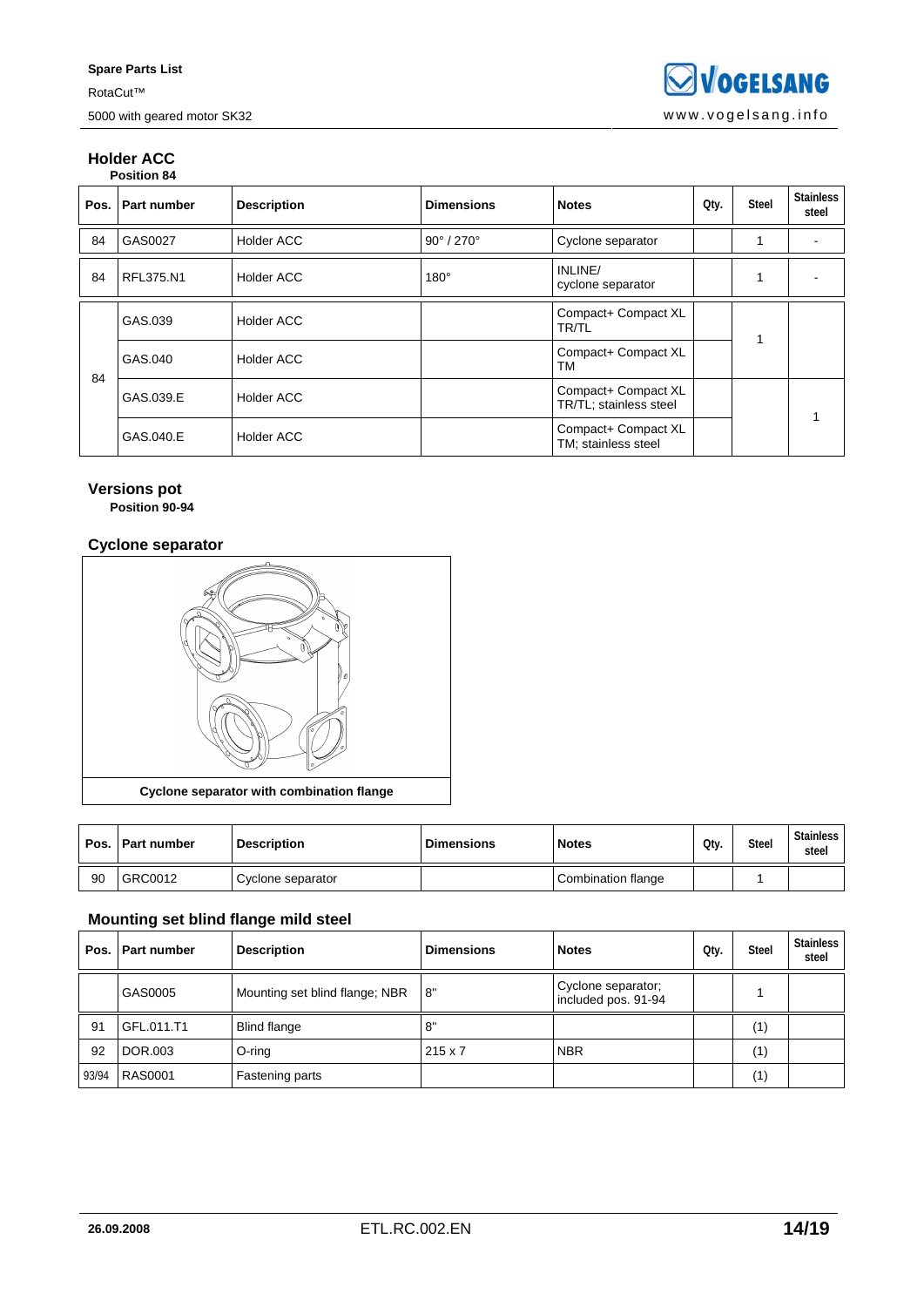## Holder ACC

**Position 84**

| Pos. | Part number | Description | Dimensions | Notes | Qty. | Steel | Stainless steel |
|---|---|---|---|---|---|---|---|
| 84 | GAS0027 | Holder ACC | 90° / 270° | Cyclone separator | | 1 | - |
| 84 | RFL375.N1 | Holder ACC | 180° | INLINE/ cyclone separator | | 1 | - |
| 84 | GAS.039 | Holder ACC | | Compact+ Compact XL TR/TL | | 1 | |
| | GAS.040 | Holder ACC | | Compact+ Compact XL TM | | | |
| | GAS.039.E | Holder ACC | | Compact+ Compact XL TR/TL; stainless steel | | | 1 |
| | GAS.040.E | Holder ACC | | Compact+ Compact XL TM; stainless steel | | | |

## Versions pot

**Position 90-94**

### Cyclone separator

**Cyclone separator with combination flange**

| Pos. | Part number | Description | Dimensions | Notes | Qty. | Steel | Stainless steel |
|---|---|---|---|---|---|---|---|
| 90 | GRC0012 | Cyclone separator | | Combination flange | | 1 | |

### Mounting set blind flange mild steel

| Pos. | Part number | Description | Dimensions | Notes | Qty. | Steel | Stainless steel |
|---|---|---|---|---|---|---|---|
| | GAS0005 | Mounting set blind flange; NBR | 8" | Cyclone separator; included pos. 91-94 | | 1 | |
| 91 | GFL.011.T1 | Blind flange | 8" | | | (1) | |
| 92 | DOR.003 | O-ring | 215 x 7 | NBR | | (1) | |
| 93/94 | RAS0001 | Fastening parts | | | | (1) | |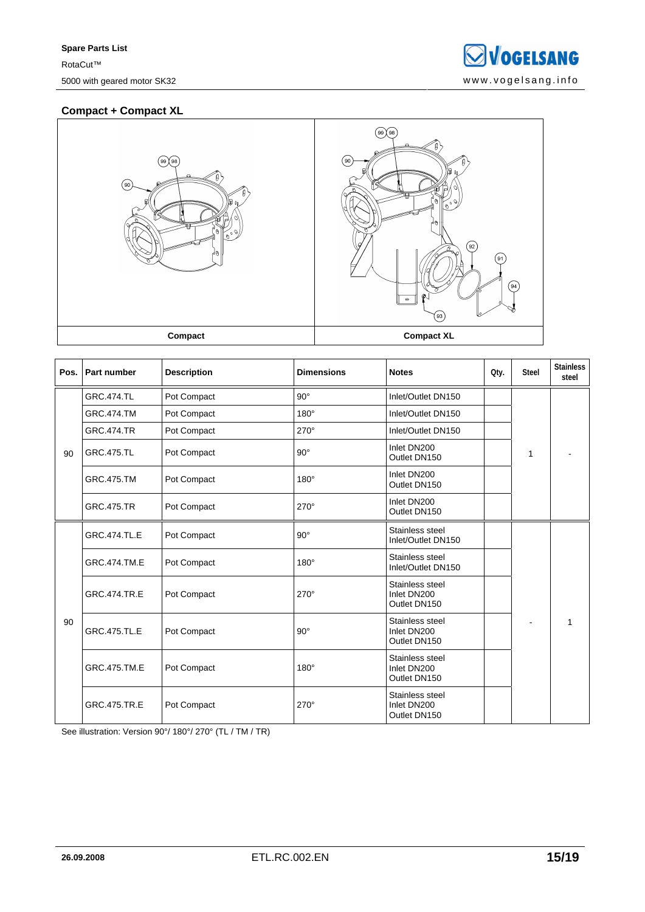## Compact + Compact XL

| Compact | Compact XL |
|---|---|

| Pos. | Part number | Description | Dimensions | Notes | Qty. | Steel | Stainless steel |
|---|---|---|---|---|---|---|---|
| 90 | GRC.474.TL | Pot Compact | 90° | Inlet/Outlet DN150 | | 1 | - |
| | GRC.474.TM | Pot Compact | 180° | Inlet/Outlet DN150 | | | |
| | GRC.474.TR | Pot Compact | 270° | Inlet/Outlet DN150 | | | |
| | GRC.475.TL | Pot Compact | 90° | Inlet DN200 Outlet DN150 | | | |
| | GRC.475.TM | Pot Compact | 180° | Inlet DN200 Outlet DN150 | | | |
| | GRC.475.TR | Pot Compact | 270° | Inlet DN200 Outlet DN150 | | | |
| 90 | GRC.474.TL.E | Pot Compact | 90° | Stainless steel Inlet/Outlet DN150 | | - | 1 |
| | GRC.474.TM.E | Pot Compact | 180° | Stainless steel Inlet/Outlet DN150 | | | |
| | GRC.474.TR.E | Pot Compact | 270° | Stainless steel Inlet DN200 Outlet DN150 | | | |
| | GRC.475.TL.E | Pot Compact | 90° | Stainless steel Inlet DN200 Outlet DN150 | | | |
| | GRC.475.TM.E | Pot Compact | 180° | Stainless steel Inlet DN200 Outlet DN150 | | | |
| | GRC.475.TR.E | Pot Compact | 270° | Stainless steel Inlet DN200 Outlet DN150 | | | |

See illustration: Version 90°/ 180°/ 270° (TL / TM / TR)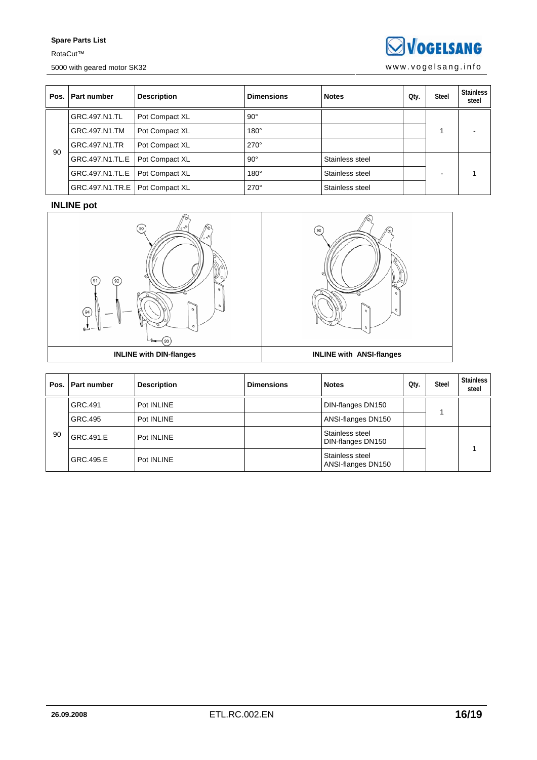| Pos. | Part number | Description | Dimensions | Notes | Qty. | Steel | Stainless steel |
|---|---|---|---|---|---|---|---|
| 90 | GRC.497.N1.TL | Pot Compact XL | 90° | | | 1 | - |
| | GRC.497.N1.TM | Pot Compact XL | 180° | | | | |
| | GRC.497.N1.TR | Pot Compact XL | 270° | | | | |
| | GRC.497.N1.TL.E | Pot Compact XL | 90° | Stainless steel | | - | 1 |
| | GRC.497.N1.TL.E | Pot Compact XL | 180° | Stainless steel | | | |
| | GRC.497.N1.TR.E | Pot Compact XL | 270° | Stainless steel | | | |

## INLINE pot

| INLINE with DIN-flanges | INLINE with ANSI-flanges |
|---|---|

| Pos. | Part number | Description | Dimensions | Notes | Qty. | Steel | Stainless steel |
|---|---|---|---|---|---|---|---|
| 90 | GRC.491 | Pot INLINE | | DIN-flanges DN150 | | 1 | |
| | GRC.495 | Pot INLINE | | ANSI-flanges DN150 | | | |
| | GRC.491.E | Pot INLINE | | Stainless steel DIN-flanges DN150 | | | 1 |
| | GRC.495.E | Pot INLINE | | Stainless steel ANSI-flanges DN150 | | | |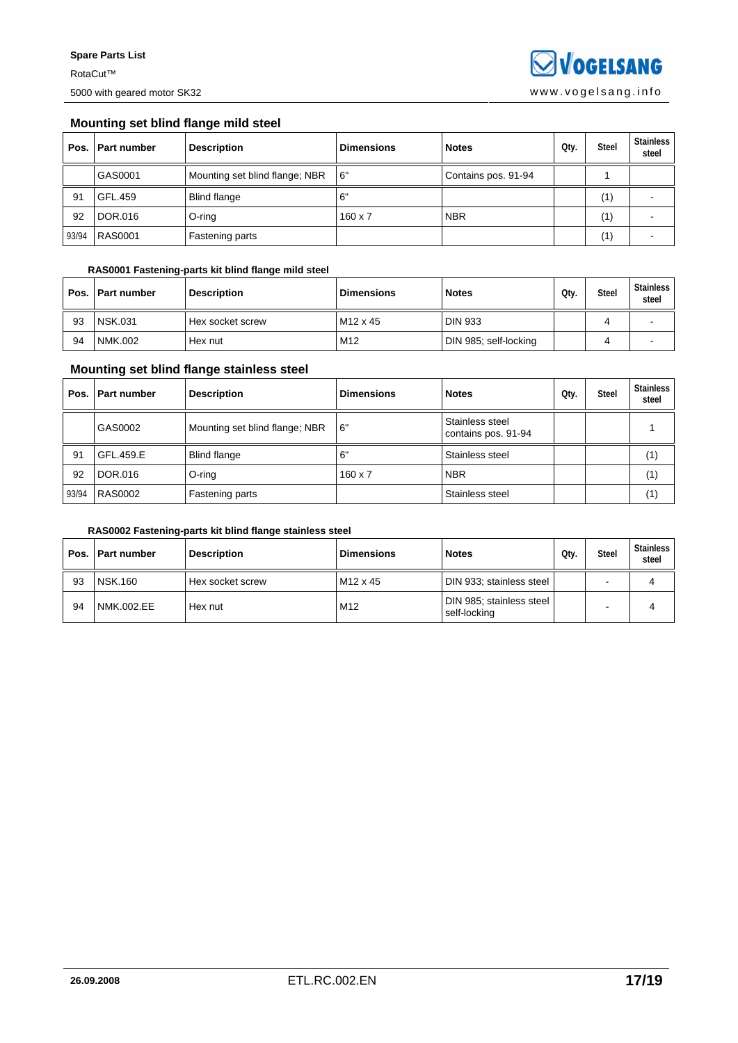## Mounting set blind flange mild steel

| Pos. | Part number | Description | Dimensions | Notes | Qty. | Steel | Stainless steel |
|---|---|---|---|---|---|---|---|
| | GAS0001 | Mounting set blind flange; NBR | 6" | Contains pos. 91-94 | | 1 | |
| 91 | GFL.459 | Blind flange | 6" | | | (1) | - |
| 92 | DOR.016 | O-ring | 160 x 7 | NBR | | (1) | - |
| 93/94 | RAS0001 | Fastening parts | | | | (1) | - |

#### RAS0001 Fastening-parts kit blind flange mild steel

| Pos. | Part number | Description | Dimensions | Notes | Qty. | Steel | Stainless steel |
|---|---|---|---|---|---|---|---|
| 93 | NSK.031 | Hex socket screw | M12 x 45 | DIN 933 | | 4 | - |
| 94 | NMK.002 | Hex nut | M12 | DIN 985; self-locking | | 4 | - |

## Mounting set blind flange stainless steel

| Pos. | Part number | Description | Dimensions | Notes | Qty. | Steel | Stainless steel |
|---|---|---|---|---|---|---|---|
| | GAS0002 | Mounting set blind flange; NBR | 6" | Stainless steel contains pos. 91-94 | | | 1 |
| 91 | GFL.459.E | Blind flange | 6" | Stainless steel | | | (1) |
| 92 | DOR.016 | O-ring | 160 x 7 | NBR | | | (1) |
| 93/94 | RAS0002 | Fastening parts | | Stainless steel | | | (1) |

#### RAS0002 Fastening-parts kit blind flange stainless steel

| Pos. | Part number | Description | Dimensions | Notes | Qty. | Steel | Stainless steel |
|---|---|---|---|---|---|---|---|
| 93 | NSK.160 | Hex socket screw | M12 x 45 | DIN 933; stainless steel | | - | 4 |
| 94 | NMK.002.EE | Hex nut | M12 | DIN 985; stainless steel self-locking | | - | 4 |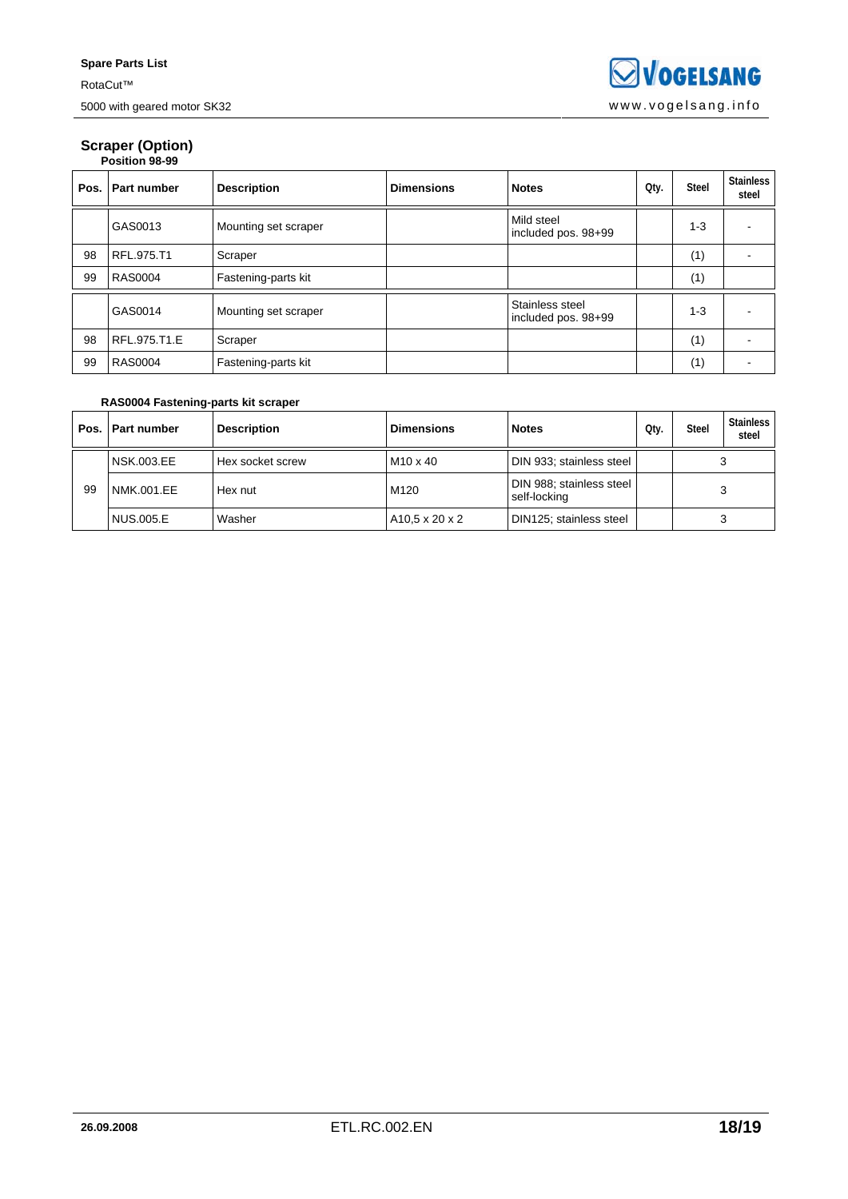## Scraper (Option)

**Position 98-99**

| Pos. | Part number | Description | Dimensions | Notes | Qty. | Steel | Stainless steel |
|---|---|---|---|---|---|---|---|
| | GAS0013 | Mounting set scraper | | Mild steel included pos. 98+99 | | 1-3 | - |
| 98 | RFL.975.T1 | Scraper | | | | (1) | - |
| 99 | RAS0004 | Fastening-parts kit | | | | (1) | |
| | GAS0014 | Mounting set scraper | | Stainless steel included pos. 98+99 | | 1-3 | - |
| 98 | RFL.975.T1.E | Scraper | | | | (1) | - |
| 99 | RAS0004 | Fastening-parts kit | | | | (1) | - |

**RAS0004 Fastening-parts kit scraper**

| Pos. | Part number | Description | Dimensions | Notes | Qty. | Steel | Stainless steel |
|---|---|---|---|---|---|---|---|
| 99 | NSK.003.EE | Hex socket screw | M10 x 40 | DIN 933; stainless steel | | 3 | |
| | NMK.001.EE | Hex nut | M120 | DIN 988; stainless steel self-locking | | 3 | |
| | NUS.005.E | Washer | A10,5 x 20 x 2 | DIN125; stainless steel | | 3 | |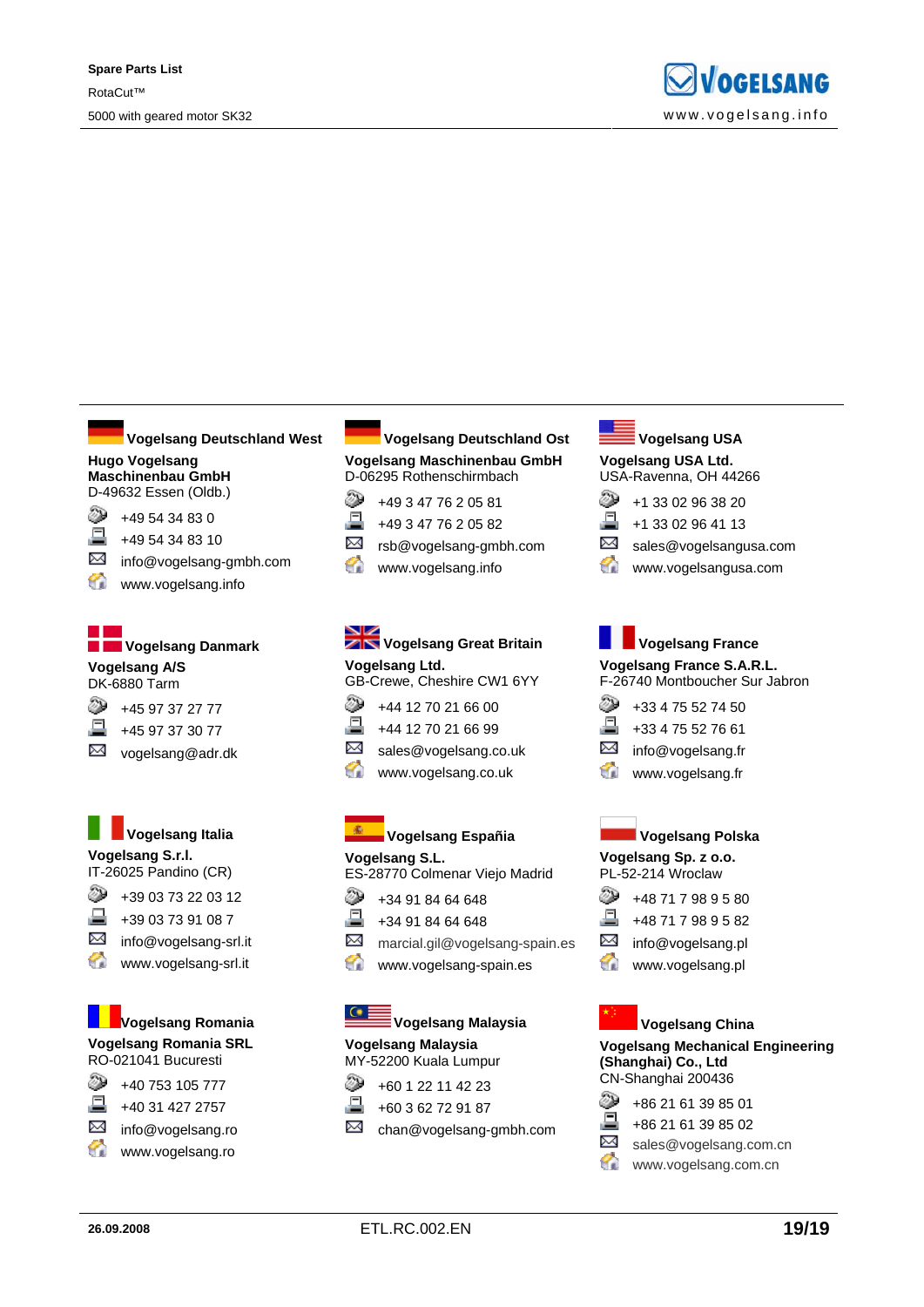### Vogelsang Deutschland West

**Hugo Vogelsang Maschinenbau GmbH**
D-49632 Essen (Oldb.)

- +49 54 34 83 0
- +49 54 34 83 10
- info@vogelsang-gmbh.com
- www.vogelsang.info

### Vogelsang Deutschland Ost

**Vogelsang Maschinenbau GmbH**
D-06295 Rothenschirmbach

- +49 3 47 76 2 05 81
- +49 3 47 76 2 05 82
- rsb@vogelsang-gmbh.com
- www.vogelsang.info

### Vogelsang USA

**Vogelsang USA Ltd.**
USA-Ravenna, OH 44266

- +1 33 02 96 38 20
- +1 33 02 96 41 13
- sales@vogelsangusa.com
- www.vogelsangusa.com

### Vogelsang Danmark

**Vogelsang A/S**
DK-6880 Tarm

- +45 97 37 27 77
- +45 97 37 30 77
- vogelsang@adr.dk

### Vogelsang Great Britain

**Vogelsang Ltd.**
GB-Crewe, Cheshire CW1 6YY

- +44 12 70 21 66 00
- +44 12 70 21 66 99
- sales@vogelsang.co.uk
- www.vogelsang.co.uk

### Vogelsang France

**Vogelsang France S.A.R.L.**
F-26740 Montboucher Sur Jabron

- +33 4 75 52 74 50
- +33 4 75 52 76 61
- info@vogelsang.fr
- www.vogelsang.fr

### Vogelsang Italia

**Vogelsang S.r.l.**
IT-26025 Pandino (CR)

- +39 03 73 22 03 12
- +39 03 73 91 08 7
- info@vogelsang-srl.it
- www.vogelsang-srl.it

### Vogelsang España

**Vogelsang S.L.**
ES-28770 Colmenar Viejo Madrid

- +34 91 84 64 648
- +34 91 84 64 648
- marcial.gil@vogelsang-spain.es
- www.vogelsang-spain.es

### Vogelsang Polska

**Vogelsang Sp. z o.o.**
PL-52-214 Wroclaw

- +48 71 7 98 9 5 80
- +48 71 7 98 9 5 82
- info@vogelsang.pl
- www.vogelsang.pl

### Vogelsang Romania

**Vogelsang Romania SRL**
RO-021041 Bucuresti

- +40 753 105 777
- +40 31 427 2757
- info@vogelsang.ro
- www.vogelsang.ro

### Vogelsang Malaysia

**Vogelsang Malaysia**
MY-52200 Kuala Lumpur

- +60 1 22 11 42 23
- +60 3 62 72 91 87
- chan@vogelsang-gmbh.com

### Vogelsang China

**Vogelsang Mechanical Engineering (Shanghai) Co., Ltd**
CN-Shanghai 200436

- +86 21 61 39 85 01
- +86 21 61 39 85 02
- sales@vogelsang.com.cn
- www.vogelsang.com.cn

26.09.2008 ETL.RC.002.EN